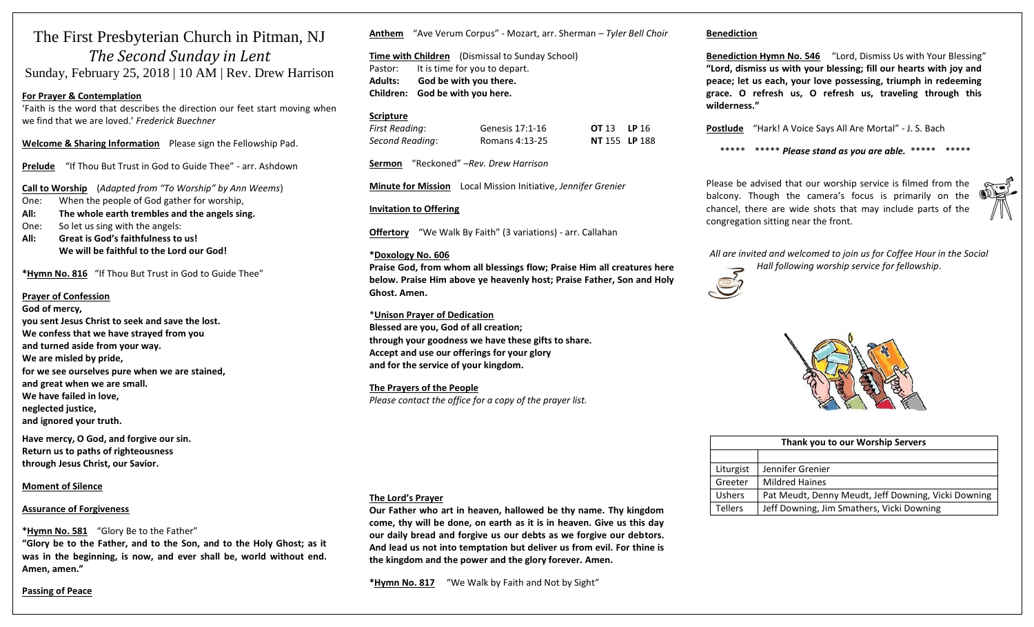# The First Presbyterian Church in Pitman, NJ

## *The Second Sunday in Lent*

Sunday, February 25, 2018 | 10 AM | Rev. Drew Harrison

**For Prayer & Contemplation**

'Faith is the word that describes the direction our feet start moving when we find that we are loved.' *Frederick Buechner*

**Welcome & Sharing Information** Please sign the Fellowship Pad.

**Prelude** "If Thou But Trust in God to Guide Thee" - arr. Ashdown

**Call to Worship** (*Adapted from "To Worship" by Ann Weems*)

One: When the people of God gather for worship,
**All: The whole earth trembles and the angels sing.**
One: So let us sing with the angels:
**All: Great is God's faithfulness to us!**
**We will be faithful to the Lord our God!**

***Hymn No. 816** "If Thou But Trust in God to Guide Thee"

**Prayer of Confession**

**God of mercy,**
**you sent Jesus Christ to seek and save the lost.**
**We confess that we have strayed from you**
**and turned aside from your way.**
**We are misled by pride,**
**for we see ourselves pure when we are stained,**
**and great when we are small.**
**We have failed in love,**
**neglected justice,**
**and ignored your truth.**

**Have mercy, O God, and forgive our sin.**
**Return us to paths of righteousness**
**through Jesus Christ, our Savior.**

**Moment of Silence**

**Assurance of Forgiveness**

***Hymn No. 581** "Glory Be to the Father"

**"Glory be to the Father, and to the Son, and to the Holy Ghost; as it was in the beginning, is now, and ever shall be, world without end. Amen, amen."**

**Passing of Peace**

**Anthem** "Ave Verum Corpus" - Mozart, arr. Sherman – *Tyler Bell Choir*

**Time with Children** (Dismissal to Sunday School)

Pastor: It is time for you to depart.
**Adults: God be with you there.**
**Children: God be with you here.**

**Scripture**

| | | | |
|---|---|---|---|
| *First Reading*: | Genesis 17:1-16 | **OT** 13 | **LP** 16 |
| *Second Reading*: | Romans 4:13-25 | **NT** 155 | **LP** 188 |

**Sermon** "Reckoned" –*Rev. Drew Harrison*

**Minute for Mission** Local Mission Initiative, *Jennifer Grenier*

**Invitation to Offering**

**Offertory** "We Walk By Faith" (3 variations) - arr. Callahan

***Doxology No. 606**

**Praise God, from whom all blessings flow; Praise Him all creatures here below. Praise Him above ye heavenly host; Praise Father, Son and Holy Ghost. Amen.**

***Unison Prayer of Dedication**

**Blessed are you, God of all creation;**
**through your goodness we have these gifts to share.**
**Accept and use our offerings for your glory**
**and for the service of your kingdom.**

**The Prayers of the People**

*Please contact the office for a copy of the prayer list.*

**The Lord's Prayer**

**Our Father who art in heaven, hallowed be thy name. Thy kingdom come, thy will be done, on earth as it is in heaven. Give us this day our daily bread and forgive us our debts as we forgive our debtors. And lead us not into temptation but deliver us from evil. For thine is the kingdom and the power and the glory forever. Amen.**

***Hymn No. 817** "We Walk by Faith and Not by Sight"

**Benediction**

**Benediction Hymn No. 546** "Lord, Dismiss Us with Your Blessing"

**"Lord, dismiss us with your blessing; fill our hearts with joy and peace; let us each, your love possessing, triumph in redeeming grace. O refresh us, O refresh us, traveling through this wilderness."**

**Postlude** "Hark! A Voice Says All Are Mortal" - J. S. Bach

\***** ***** ***Please stand as you are able.*** ***** *****

Please be advised that our worship service is filmed from the balcony. Though the camera's focus is primarily on the chancel, there are wide shots that may include parts of the congregation sitting near the front.

*All are invited and welcomed to join us for Coffee Hour in the Social Hall following worship service for fellowship.*

| Thank you to our Worship Servers | |
|---|---|
| | |
| Liturgist | Jennifer Grenier |
| Greeter | Mildred Haines |
| Ushers | Pat Meudt, Denny Meudt, Jeff Downing, Vicki Downing |
| Tellers | Jeff Downing, Jim Smathers, Vicki Downing |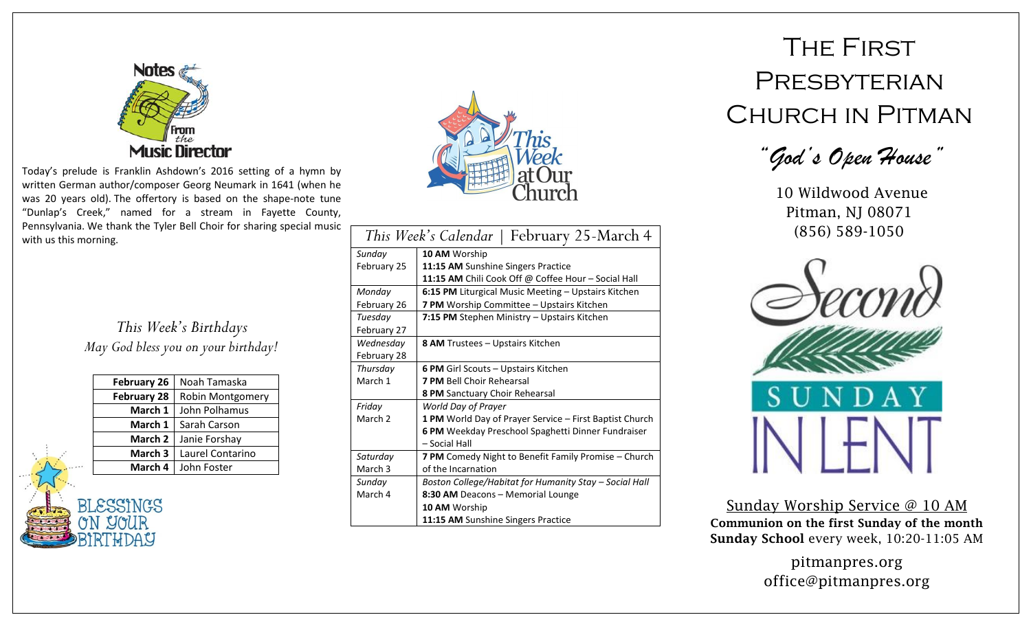## Notes From the Music Director

Today's prelude is Franklin Ashdown's 2016 setting of a hymn by written German author/composer Georg Neumark in 1641 (when he was 20 years old). The offertory is based on the shape-note tune "Dunlap's Creek," named for a stream in Fayette County, Pennsylvania. We thank the Tyler Bell Choir for sharing special music with us this morning.

## *This Week's Birthdays*

*May God bless you on your birthday!*

| | |
|---|---|
| **February 26** | Noah Tamaska |
| **February 28** | Robin Montgomery |
| **March 1** | John Polhamus |
| **March 1** | Sarah Carson |
| **March 2** | Janie Forshay |
| **March 3** | Laurel Contarino |
| **March 4** | John Foster |

BLESSINGS ON YOUR BIRTHDAY

## This Week at Our Church

| *This Week's Calendar* \| February 25-March 4 | |
|---|---|
| *Sunday* February 25 | **10 AM** Worship<br>**11:15 AM** Sunshine Singers Practice<br>**11:15 AM** Chili Cook Off @ Coffee Hour – Social Hall |
| *Monday* February 26 | **6:15 PM** Liturgical Music Meeting – Upstairs Kitchen<br>**7 PM** Worship Committee – Upstairs Kitchen |
| *Tuesday* February 27 | **7:15 PM** Stephen Ministry – Upstairs Kitchen |
| *Wednesday* February 28 | **8 AM** Trustees – Upstairs Kitchen |
| *Thursday* March 1 | **6 PM** Girl Scouts – Upstairs Kitchen<br>**7 PM** Bell Choir Rehearsal<br>**8 PM** Sanctuary Choir Rehearsal |
| *Friday* March 2 | *World Day of Prayer*<br>**1 PM** World Day of Prayer Service – First Baptist Church<br>**6 PM** Weekday Preschool Spaghetti Dinner Fundraiser – Social Hall |
| *Saturday* March 3 | **7 PM** Comedy Night to Benefit Family Promise – Church of the Incarnation |
| *Sunday* March 4 | *Boston College/Habitat for Humanity Stay – Social Hall*<br>**8:30 AM** Deacons – Memorial Lounge<br>**10 AM** Worship<br>**11:15 AM** Sunshine Singers Practice |

# The First Presbyterian Church in Pitman

*"God's Open House"*

10 Wildwood Avenue
Pitman, NJ 08071
(856) 589-1050

Second SUNDAY IN LENT

Sunday Worship Service @ 10 AM
**Communion on the first Sunday of the month**
**Sunday School** every week, 10:20-11:05 AM

pitmanpres.org
office@pitmanpres.org